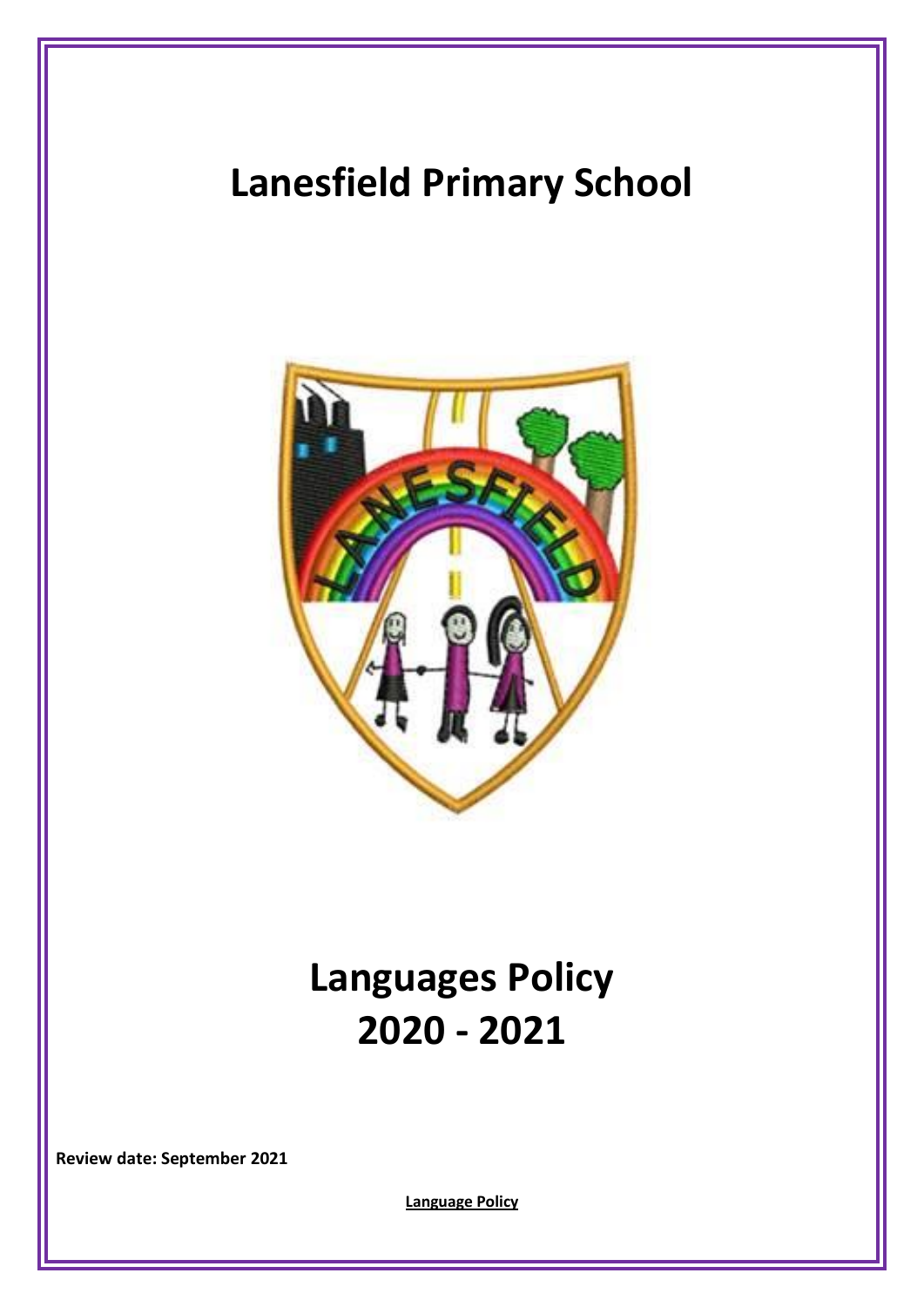# Lanesfield Primary School

# Languages Policy
# 2020 - 2021

**Review date: September 2021**

**Language Policy**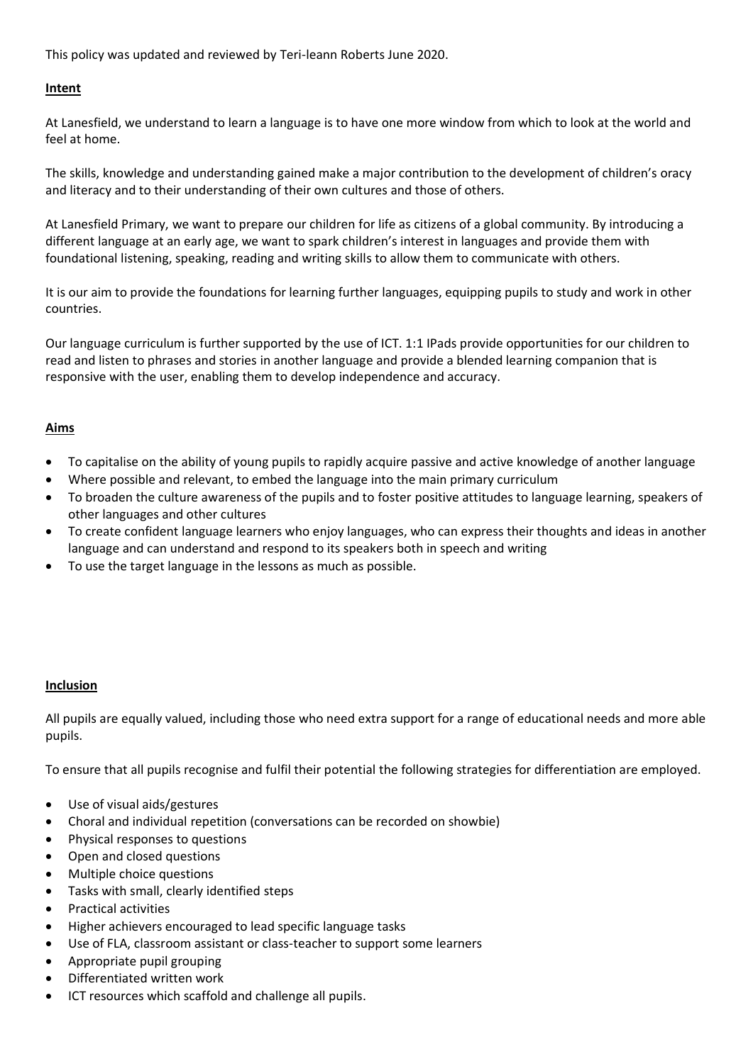This policy was updated and reviewed by Teri-leann Roberts June 2020.

## Intent

At Lanesfield, we understand to learn a language is to have one more window from which to look at the world and feel at home.

The skills, knowledge and understanding gained make a major contribution to the development of children's oracy and literacy and to their understanding of their own cultures and those of others.

At Lanesfield Primary, we want to prepare our children for life as citizens of a global community. By introducing a different language at an early age, we want to spark children's interest in languages and provide them with foundational listening, speaking, reading and writing skills to allow them to communicate with others.

It is our aim to provide the foundations for learning further languages, equipping pupils to study and work in other countries.

Our language curriculum is further supported by the use of ICT. 1:1 IPads provide opportunities for our children to read and listen to phrases and stories in another language and provide a blended learning companion that is responsive with the user, enabling them to develop independence and accuracy.

## Aims

- To capitalise on the ability of young pupils to rapidly acquire passive and active knowledge of another language
- Where possible and relevant, to embed the language into the main primary curriculum
- To broaden the culture awareness of the pupils and to foster positive attitudes to language learning, speakers of other languages and other cultures
- To create confident language learners who enjoy languages, who can express their thoughts and ideas in another language and can understand and respond to its speakers both in speech and writing
- To use the target language in the lessons as much as possible.

## Inclusion

All pupils are equally valued, including those who need extra support for a range of educational needs and more able pupils.

To ensure that all pupils recognise and fulfil their potential the following strategies for differentiation are employed.

- Use of visual aids/gestures
- Choral and individual repetition (conversations can be recorded on showbie)
- Physical responses to questions
- Open and closed questions
- Multiple choice questions
- Tasks with small, clearly identified steps
- Practical activities
- Higher achievers encouraged to lead specific language tasks
- Use of FLA, classroom assistant or class-teacher to support some learners
- Appropriate pupil grouping
- Differentiated written work
- ICT resources which scaffold and challenge all pupils.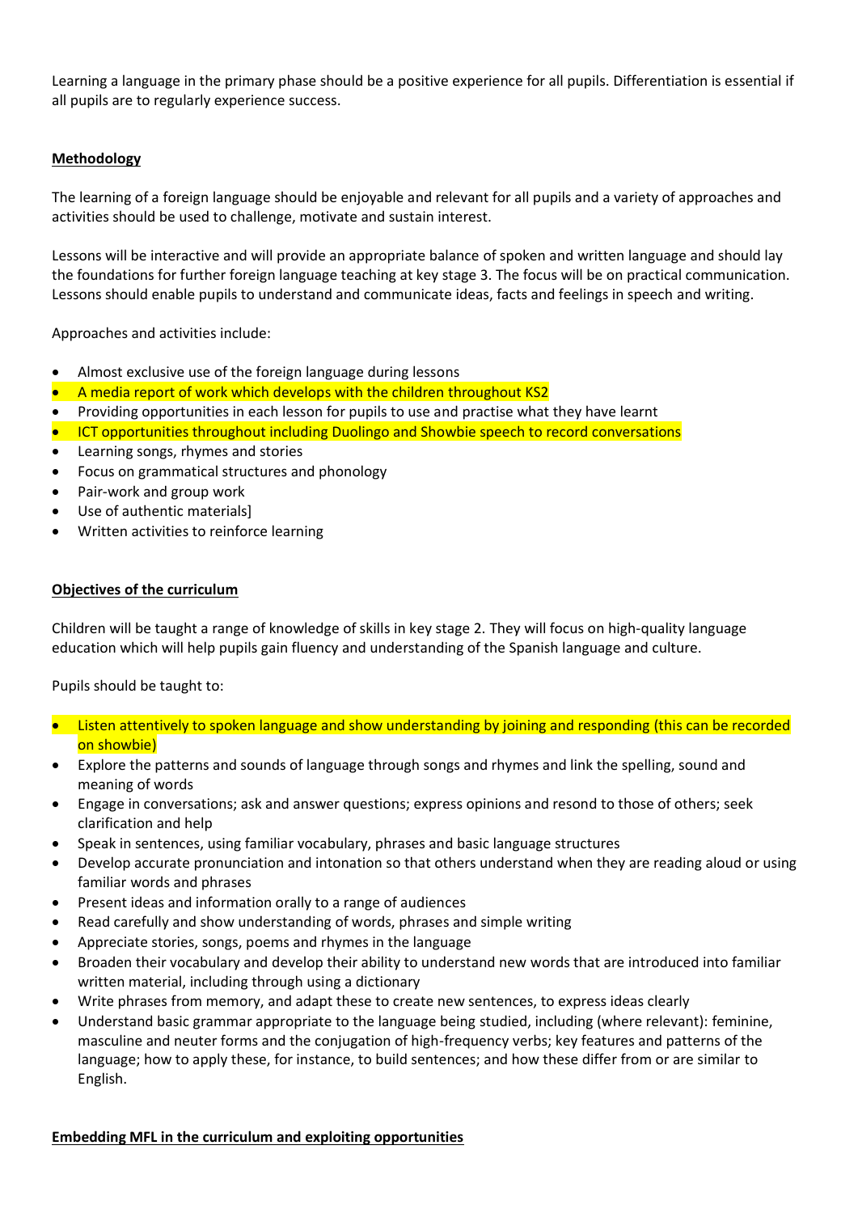Learning a language in the primary phase should be a positive experience for all pupils. Differentiation is essential if all pupils are to regularly experience success.

**Methodology**

The learning of a foreign language should be enjoyable and relevant for all pupils and a variety of approaches and activities should be used to challenge, motivate and sustain interest.

Lessons will be interactive and will provide an appropriate balance of spoken and written language and should lay the foundations for further foreign language teaching at key stage 3. The focus will be on practical communication. Lessons should enable pupils to understand and communicate ideas, facts and feelings in speech and writing.

Approaches and activities include:

- Almost exclusive use of the foreign language during lessons
- A media report of work which develops with the children throughout KS2
- Providing opportunities in each lesson for pupils to use and practise what they have learnt
- ICT opportunities throughout including Duolingo and Showbie speech to record conversations
- Learning songs, rhymes and stories
- Focus on grammatical structures and phonology
- Pair-work and group work
- Use of authentic materials]
- Written activities to reinforce learning

**Objectives of the curriculum**

Children will be taught a range of knowledge of skills in key stage 2. They will focus on high-quality language education which will help pupils gain fluency and understanding of the Spanish language and culture.

Pupils should be taught to:

- Listen attentively to spoken language and show understanding by joining and responding (this can be recorded on showbie)
- Explore the patterns and sounds of language through songs and rhymes and link the spelling, sound and meaning of words
- Engage in conversations; ask and answer questions; express opinions and resond to those of others; seek clarification and help
- Speak in sentences, using familiar vocabulary, phrases and basic language structures
- Develop accurate pronunciation and intonation so that others understand when they are reading aloud or using familiar words and phrases
- Present ideas and information orally to a range of audiences
- Read carefully and show understanding of words, phrases and simple writing
- Appreciate stories, songs, poems and rhymes in the language
- Broaden their vocabulary and develop their ability to understand new words that are introduced into familiar written material, including through using a dictionary
- Write phrases from memory, and adapt these to create new sentences, to express ideas clearly
- Understand basic grammar appropriate to the language being studied, including (where relevant): feminine, masculine and neuter forms and the conjugation of high-frequency verbs; key features and patterns of the language; how to apply these, for instance, to build sentences; and how these differ from or are similar to English.

**Embedding MFL in the curriculum and exploiting opportunities**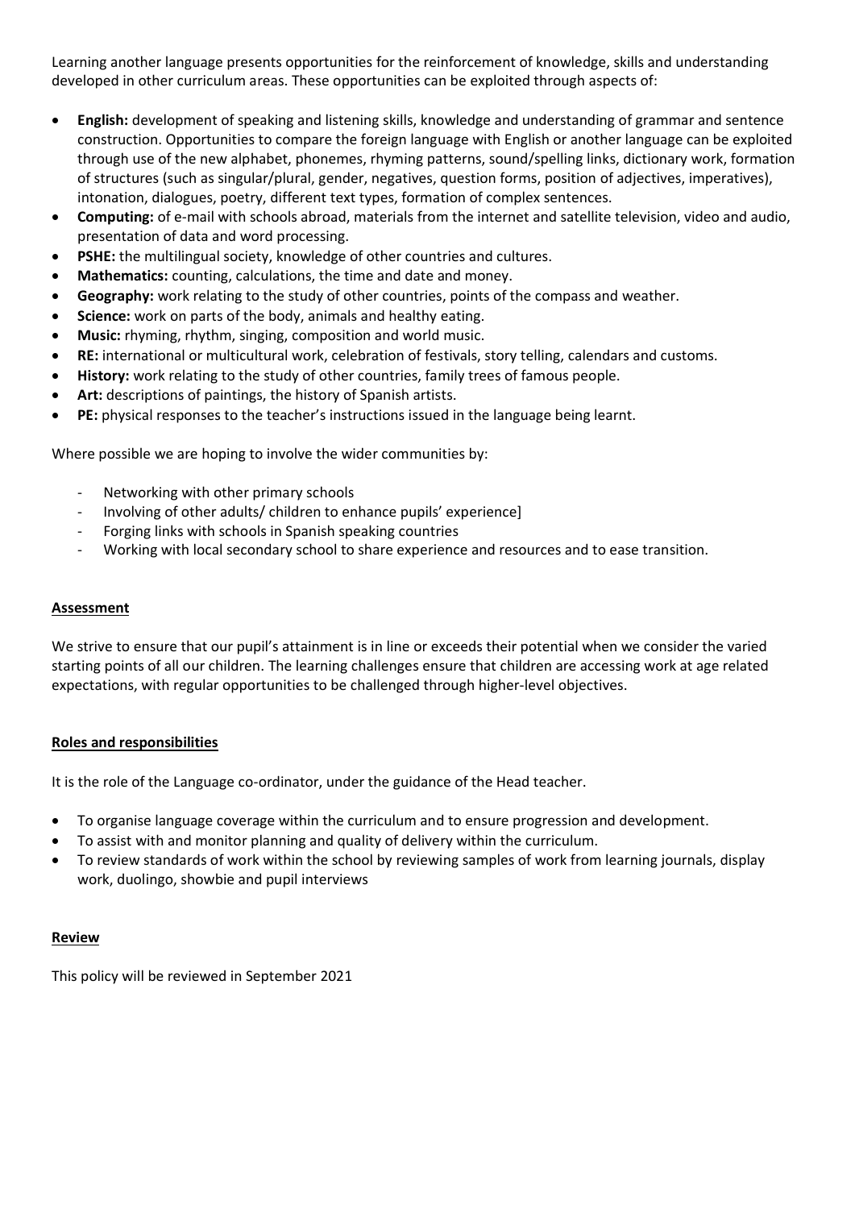Learning another language presents opportunities for the reinforcement of knowledge, skills and understanding developed in other curriculum areas. These opportunities can be exploited through aspects of:

- **English:** development of speaking and listening skills, knowledge and understanding of grammar and sentence construction. Opportunities to compare the foreign language with English or another language can be exploited through use of the new alphabet, phonemes, rhyming patterns, sound/spelling links, dictionary work, formation of structures (such as singular/plural, gender, negatives, question forms, position of adjectives, imperatives), intonation, dialogues, poetry, different text types, formation of complex sentences.
- **Computing:** of e-mail with schools abroad, materials from the internet and satellite television, video and audio, presentation of data and word processing.
- **PSHE:** the multilingual society, knowledge of other countries and cultures.
- **Mathematics:** counting, calculations, the time and date and money.
- **Geography:** work relating to the study of other countries, points of the compass and weather.
- **Science:** work on parts of the body, animals and healthy eating.
- **Music:** rhyming, rhythm, singing, composition and world music.
- **RE:** international or multicultural work, celebration of festivals, story telling, calendars and customs.
- **History:** work relating to the study of other countries, family trees of famous people.
- **Art:** descriptions of paintings, the history of Spanish artists.
- **PE:** physical responses to the teacher's instructions issued in the language being learnt.

Where possible we are hoping to involve the wider communities by:

- Networking with other primary schools
- Involving of other adults/ children to enhance pupils' experience]
- Forging links with schools in Spanish speaking countries
- Working with local secondary school to share experience and resources and to ease transition.

## Assessment

We strive to ensure that our pupil's attainment is in line or exceeds their potential when we consider the varied starting points of all our children. The learning challenges ensure that children are accessing work at age related expectations, with regular opportunities to be challenged through higher-level objectives.

## Roles and responsibilities

It is the role of the Language co-ordinator, under the guidance of the Head teacher.

- To organise language coverage within the curriculum and to ensure progression and development.
- To assist with and monitor planning and quality of delivery within the curriculum.
- To review standards of work within the school by reviewing samples of work from learning journals, display work, duolingo, showbie and pupil interviews

## Review

This policy will be reviewed in September 2021